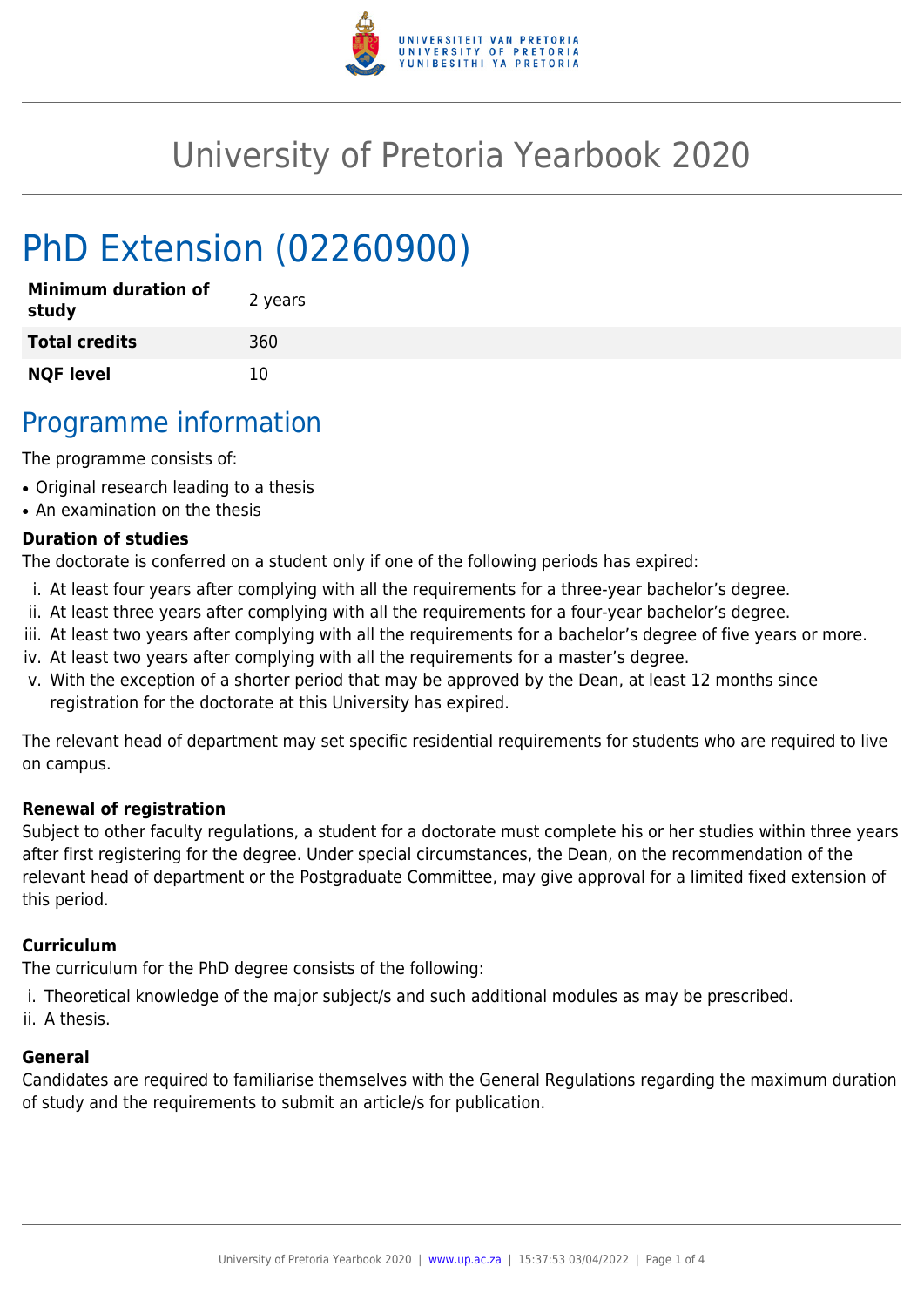# University of Pretoria Yearbook 2020

# PhD Extension (02260900)

| | |
|---|---|
| **Minimum duration of study** | 2 years |
| **Total credits** | 360 |
| **NQF level** | 10 |

## Programme information

The programme consists of:

- Original research leading to a thesis
- An examination on the thesis

### Duration of studies

The doctorate is conferred on a student only if one of the following periods has expired:

i. At least four years after complying with all the requirements for a three-year bachelor's degree.
ii. At least three years after complying with all the requirements for a four-year bachelor's degree.
iii. At least two years after complying with all the requirements for a bachelor's degree of five years or more.
iv. At least two years after complying with all the requirements for a master's degree.
v. With the exception of a shorter period that may be approved by the Dean, at least 12 months since registration for the doctorate at this University has expired.

The relevant head of department may set specific residential requirements for students who are required to live on campus.

### Renewal of registration

Subject to other faculty regulations, a student for a doctorate must complete his or her studies within three years after first registering for the degree. Under special circumstances, the Dean, on the recommendation of the relevant head of department or the Postgraduate Committee, may give approval for a limited fixed extension of this period.

### Curriculum

The curriculum for the PhD degree consists of the following:

i. Theoretical knowledge of the major subject/s and such additional modules as may be prescribed.
ii. A thesis.

### General

Candidates are required to familiarise themselves with the General Regulations regarding the maximum duration of study and the requirements to submit an article/s for publication.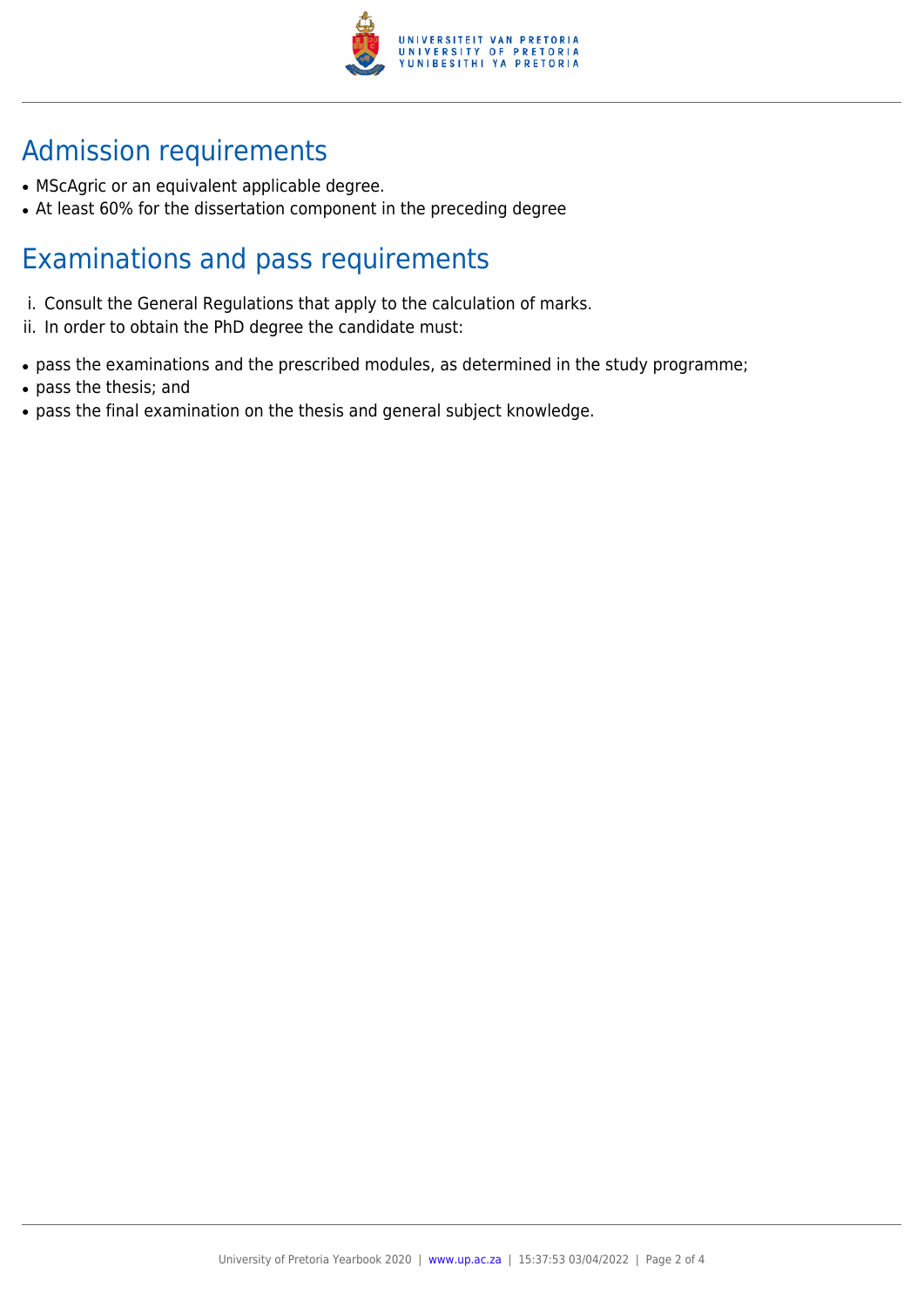## Admission requirements

- MScAgric or an equivalent applicable degree.
- At least 60% for the dissertation component in the preceding degree

## Examinations and pass requirements

i. Consult the General Regulations that apply to the calculation of marks.
ii. In order to obtain the PhD degree the candidate must:

- pass the examinations and the prescribed modules, as determined in the study programme;
- pass the thesis; and
- pass the final examination on the thesis and general subject knowledge.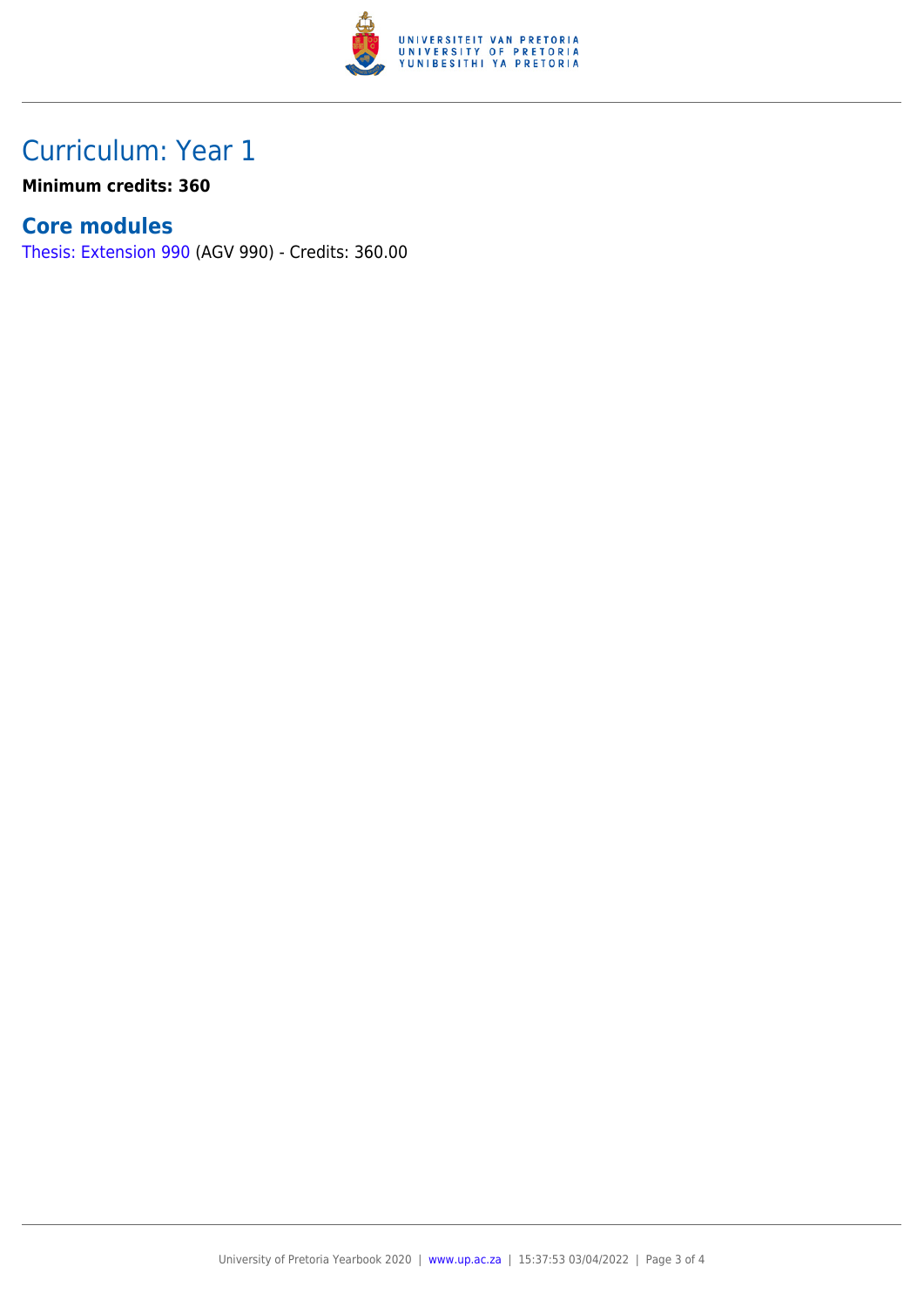# Curriculum: Year 1

**Minimum credits: 360**

## Core modules

Thesis: Extension 990 (AGV 990) - Credits: 360.00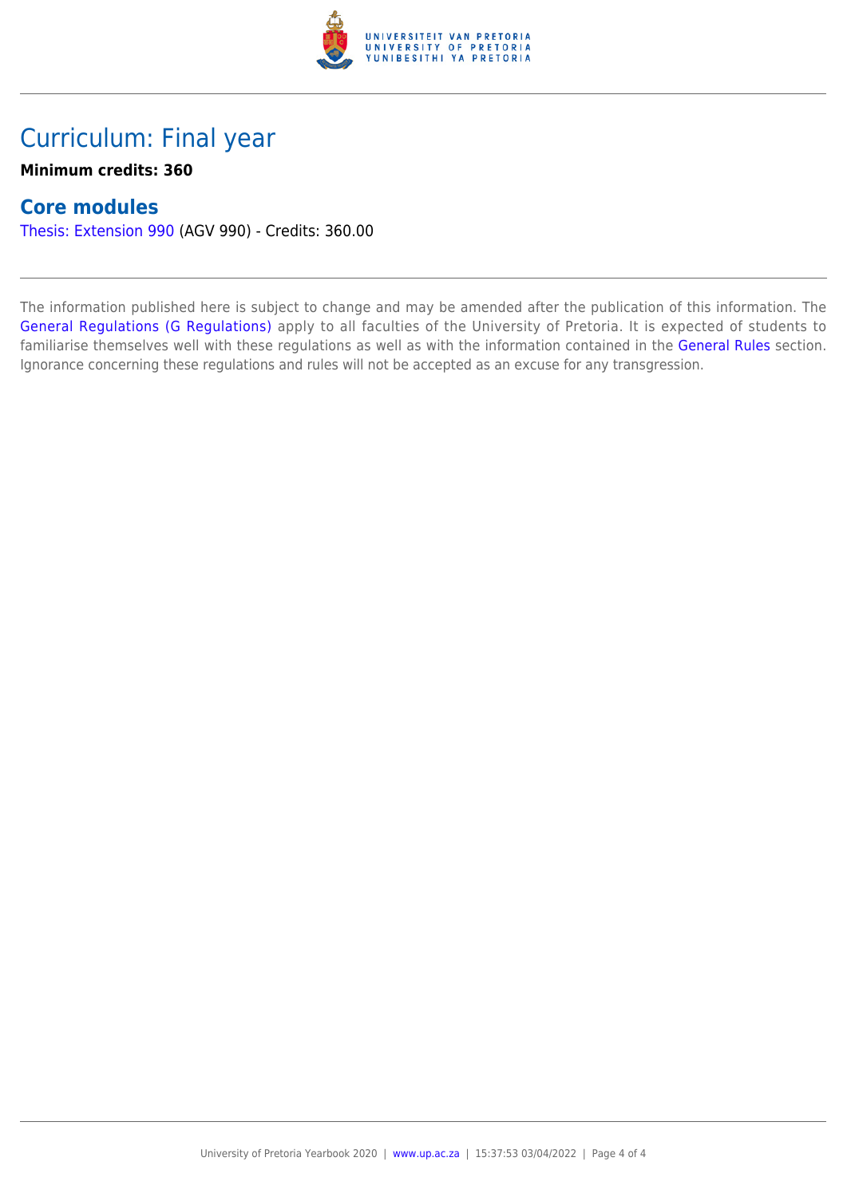## Curriculum: Final year

**Minimum credits: 360**

### Core modules

Thesis: Extension 990 (AGV 990) - Credits: 360.00

The information published here is subject to change and may be amended after the publication of this information. The General Regulations (G Regulations) apply to all faculties of the University of Pretoria. It is expected of students to familiarise themselves well with these regulations as well as with the information contained in the General Rules section. Ignorance concerning these regulations and rules will not be accepted as an excuse for any transgression.